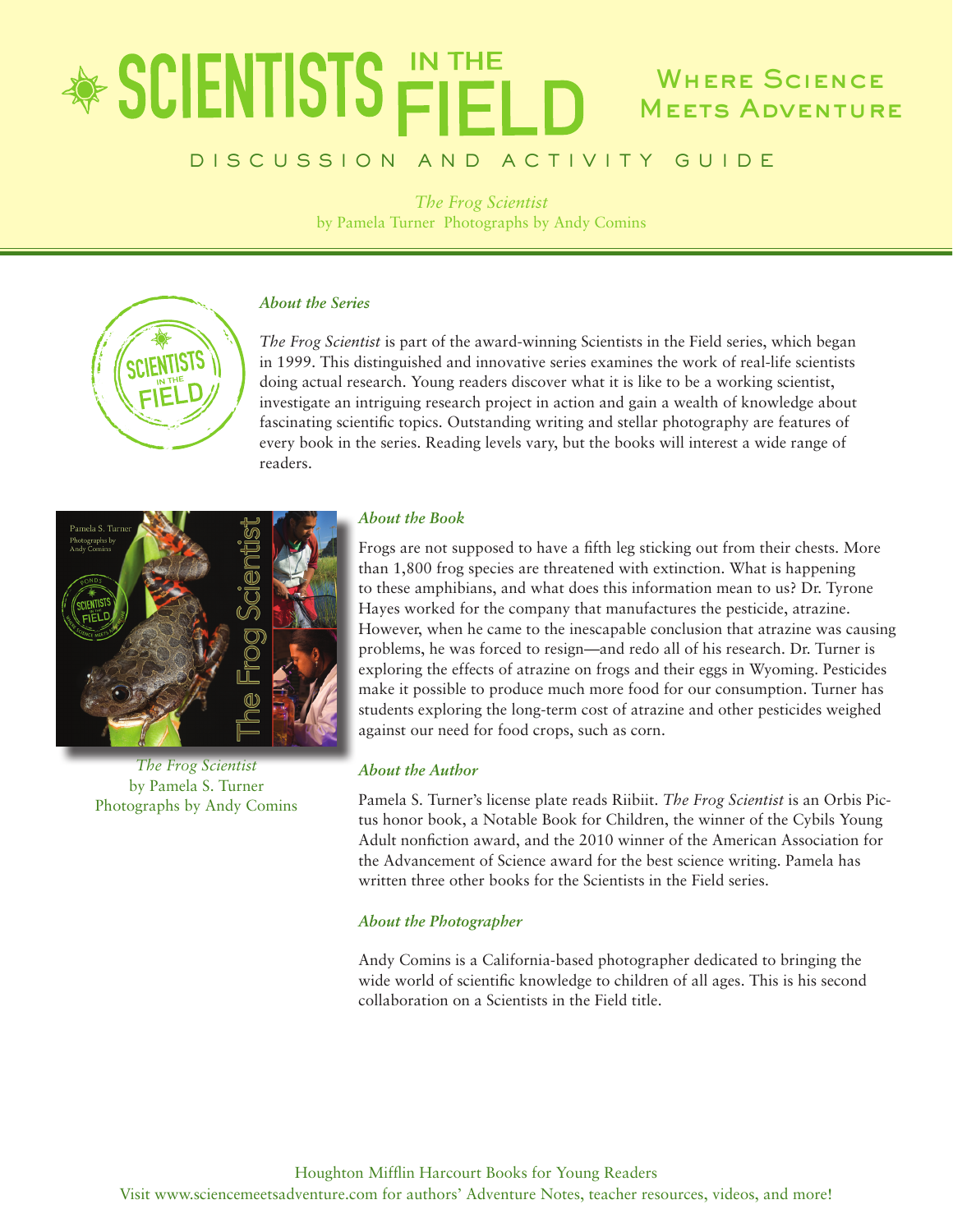# SCIENTISTS IN THE FIELD

Where Science Meets Adventure

DISCUSSION AND ACTIVITY GUIDE

*The Frog Scientist*
by Pamela Turner Photographs by Andy Comins

### *About the Series*

*The Frog Scientist* is part of the award-winning Scientists in the Field series, which began in 1999. This distinguished and innovative series examines the work of real-life scientists doing actual research. Young readers discover what it is like to be a working scientist, investigate an intriguing research project in action and gain a wealth of knowledge about fascinating scientific topics. Outstanding writing and stellar photography are features of every book in the series. Reading levels vary, but the books will interest a wide range of readers.

*The Frog Scientist*
by Pamela S. Turner
Photographs by Andy Comins

### *About the Book*

Frogs are not supposed to have a fifth leg sticking out from their chests. More than 1,800 frog species are threatened with extinction. What is happening to these amphibians, and what does this information mean to us? Dr. Tyrone Hayes worked for the company that manufactures the pesticide, atrazine. However, when he came to the inescapable conclusion that atrazine was causing problems, he was forced to resign—and redo all of his research. Dr. Turner is exploring the effects of atrazine on frogs and their eggs in Wyoming. Pesticides make it possible to produce much more food for our consumption. Turner has students exploring the long-term cost of atrazine and other pesticides weighed against our need for food crops, such as corn.

### *About the Author*

Pamela S. Turner's license plate reads Riibiit. *The Frog Scientist* is an Orbis Pictus honor book, a Notable Book for Children, the winner of the Cybils Young Adult nonfiction award, and the 2010 winner of the American Association for the Advancement of Science award for the best science writing. Pamela has written three other books for the Scientists in the Field series.

### *About the Photographer*

Andy Comins is a California-based photographer dedicated to bringing the wide world of scientific knowledge to children of all ages. This is his second collaboration on a Scientists in the Field title.

Houghton Mifflin Harcourt Books for Young Readers
Visit www.sciencemeetsadventure.com for authors' Adventure Notes, teacher resources, videos, and more!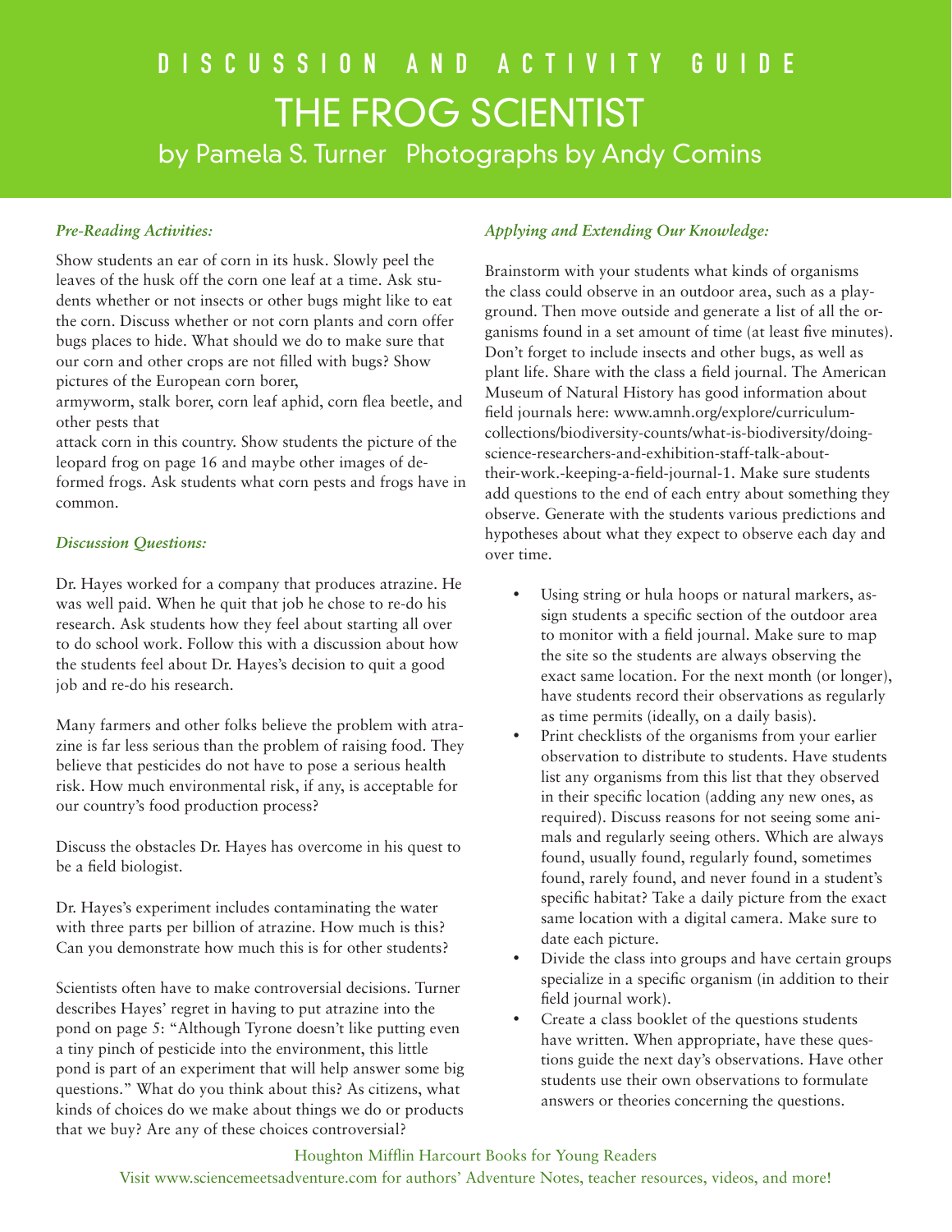# DISCUSSION AND ACTIVITY GUIDE

# THE FROG SCIENTIST

## by Pamela S. Turner Photographs by Andy Comins

### *Pre-Reading Activities:*

Show students an ear of corn in its husk. Slowly peel the leaves of the husk off the corn one leaf at a time. Ask students whether or not insects or other bugs might like to eat the corn. Discuss whether or not corn plants and corn offer bugs places to hide. What should we do to make sure that our corn and other crops are not filled with bugs? Show pictures of the European corn borer, armyworm, stalk borer, corn leaf aphid, corn flea beetle, and other pests that attack corn in this country. Show students the picture of the leopard frog on page 16 and maybe other images of deformed frogs. Ask students what corn pests and frogs have in common.

### *Discussion Questions:*

Dr. Hayes worked for a company that produces atrazine. He was well paid. When he quit that job he chose to re-do his research. Ask students how they feel about starting all over to do school work. Follow this with a discussion about how the students feel about Dr. Hayes's decision to quit a good job and re-do his research.

Many farmers and other folks believe the problem with atrazine is far less serious than the problem of raising food. They believe that pesticides do not have to pose a serious health risk. How much environmental risk, if any, is acceptable for our country's food production process?

Discuss the obstacles Dr. Hayes has overcome in his quest to be a field biologist.

Dr. Hayes's experiment includes contaminating the water with three parts per billion of atrazine. How much is this? Can you demonstrate how much this is for other students?

Scientists often have to make controversial decisions. Turner describes Hayes' regret in having to put atrazine into the pond on page 5: "Although Tyrone doesn't like putting even a tiny pinch of pesticide into the environment, this little pond is part of an experiment that will help answer some big questions." What do you think about this? As citizens, what kinds of choices do we make about things we do or products that we buy? Are any of these choices controversial?

### *Applying and Extending Our Knowledge:*

Brainstorm with your students what kinds of organisms the class could observe in an outdoor area, such as a playground. Then move outside and generate a list of all the organisms found in a set amount of time (at least five minutes). Don't forget to include insects and other bugs, as well as plant life. Share with the class a field journal. The American Museum of Natural History has good information about field journals here: www.amnh.org/explore/curriculum-collections/biodiversity-counts/what-is-biodiversity/doing-science-researchers-and-exhibition-staff-talk-about-their-work.-keeping-a-field-journal-1. Make sure students add questions to the end of each entry about something they observe. Generate with the students various predictions and hypotheses about what they expect to observe each day and over time.

- Using string or hula hoops or natural markers, assign students a specific section of the outdoor area to monitor with a field journal. Make sure to map the site so the students are always observing the exact same location. For the next month (or longer), have students record their observations as regularly as time permits (ideally, on a daily basis).
- Print checklists of the organisms from your earlier observation to distribute to students. Have students list any organisms from this list that they observed in their specific location (adding any new ones, as required). Discuss reasons for not seeing some animals and regularly seeing others. Which are always found, usually found, regularly found, sometimes found, rarely found, and never found in a student's specific habitat? Take a daily picture from the exact same location with a digital camera. Make sure to date each picture.
- Divide the class into groups and have certain groups specialize in a specific organism (in addition to their field journal work).
- Create a class booklet of the questions students have written. When appropriate, have these questions guide the next day's observations. Have other students use their own observations to formulate answers or theories concerning the questions.

Houghton Mifflin Harcourt Books for Young Readers

Visit www.sciencemeetsadventure.com for authors' Adventure Notes, teacher resources, videos, and more!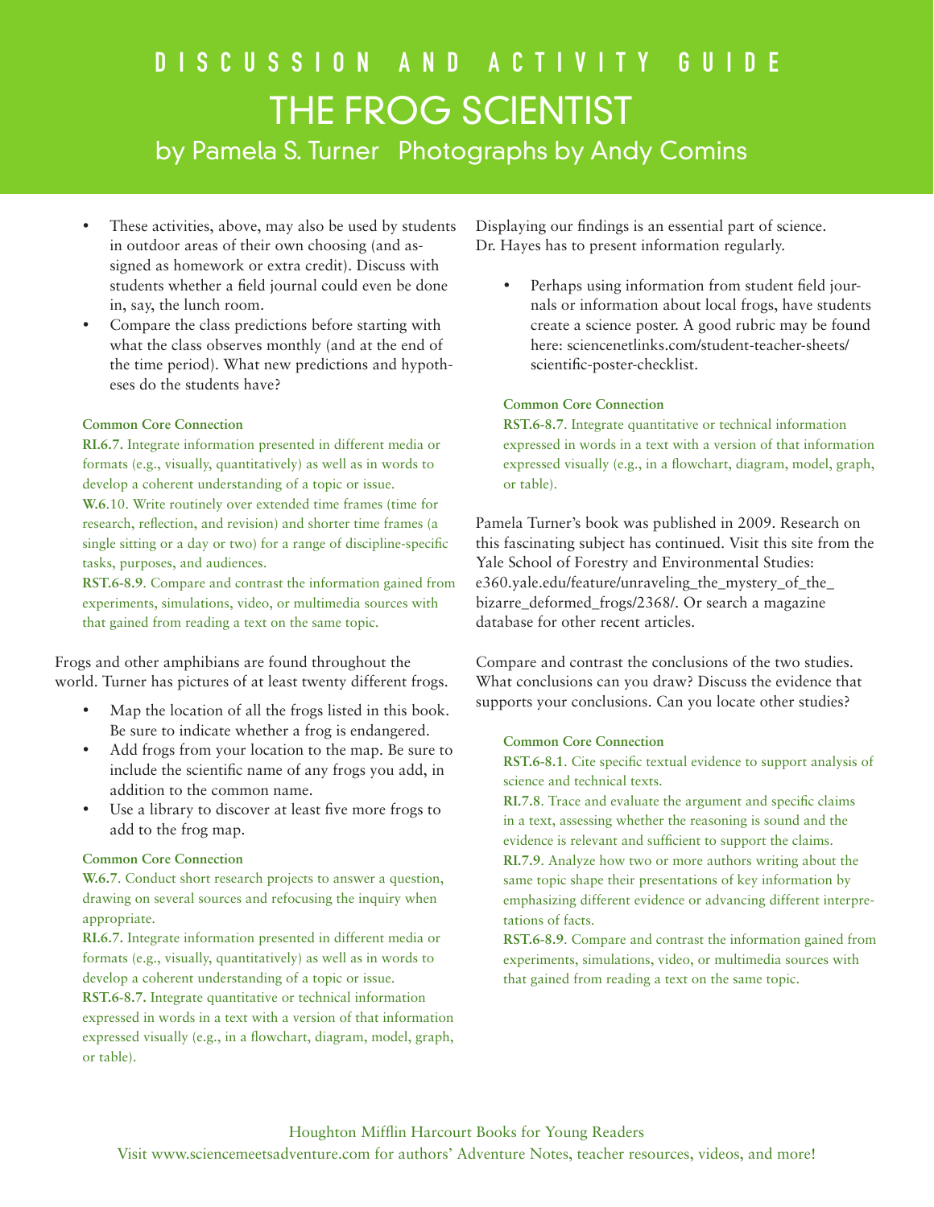# DISCUSSION AND ACTIVITY GUIDE

# THE FROG SCIENTIST

## by Pamela S. Turner Photographs by Andy Comins

- These activities, above, may also be used by students in outdoor areas of their own choosing (and assigned as homework or extra credit). Discuss with students whether a field journal could even be done in, say, the lunch room.
- Compare the class predictions before starting with what the class observes monthly (and at the end of the time period). What new predictions and hypotheses do the students have?

**Common Core Connection**

**RI.6.7.** Integrate information presented in different media or formats (e.g., visually, quantitatively) as well as in words to develop a coherent understanding of a topic or issue.

**W.6**.10. Write routinely over extended time frames (time for research, reflection, and revision) and shorter time frames (a single sitting or a day or two) for a range of discipline-specific tasks, purposes, and audiences.

**RST.6-8.9**. Compare and contrast the information gained from experiments, simulations, video, or multimedia sources with that gained from reading a text on the same topic.

Frogs and other amphibians are found throughout the world. Turner has pictures of at least twenty different frogs.

- Map the location of all the frogs listed in this book. Be sure to indicate whether a frog is endangered.
- Add frogs from your location to the map. Be sure to include the scientific name of any frogs you add, in addition to the common name.
- Use a library to discover at least five more frogs to add to the frog map.

**Common Core Connection**

**W.6.7**. Conduct short research projects to answer a question, drawing on several sources and refocusing the inquiry when appropriate.

**RI.6.7.** Integrate information presented in different media or formats (e.g., visually, quantitatively) as well as in words to develop a coherent understanding of a topic or issue.

**RST.6-8.7.** Integrate quantitative or technical information expressed in words in a text with a version of that information expressed visually (e.g., in a flowchart, diagram, model, graph, or table).

Displaying our findings is an essential part of science. Dr. Hayes has to present information regularly.

- Perhaps using information from student field journals or information about local frogs, have students create a science poster. A good rubric may be found here: sciencenetlinks.com/student-teacher-sheets/scientific-poster-checklist.

**Common Core Connection**

**RST.6-8.7**. Integrate quantitative or technical information expressed in words in a text with a version of that information expressed visually (e.g., in a flowchart, diagram, model, graph, or table).

Pamela Turner's book was published in 2009. Research on this fascinating subject has continued. Visit this site from the Yale School of Forestry and Environmental Studies: e360.yale.edu/feature/unraveling_the_mystery_of_the_bizarre_deformed_frogs/2368/. Or search a magazine database for other recent articles.

Compare and contrast the conclusions of the two studies. What conclusions can you draw? Discuss the evidence that supports your conclusions. Can you locate other studies?

**Common Core Connection**

**RST.6-8.1**. Cite specific textual evidence to support analysis of science and technical texts.

**RI.7.8**. Trace and evaluate the argument and specific claims in a text, assessing whether the reasoning is sound and the evidence is relevant and sufficient to support the claims.

**RI.7.9**. Analyze how two or more authors writing about the same topic shape their presentations of key information by emphasizing different evidence or advancing different interpretations of facts.

**RST.6-8.9**. Compare and contrast the information gained from experiments, simulations, video, or multimedia sources with that gained from reading a text on the same topic.

Houghton Mifflin Harcourt Books for Young Readers
Visit www.sciencemeetsadventure.com for authors' Adventure Notes, teacher resources, videos, and more!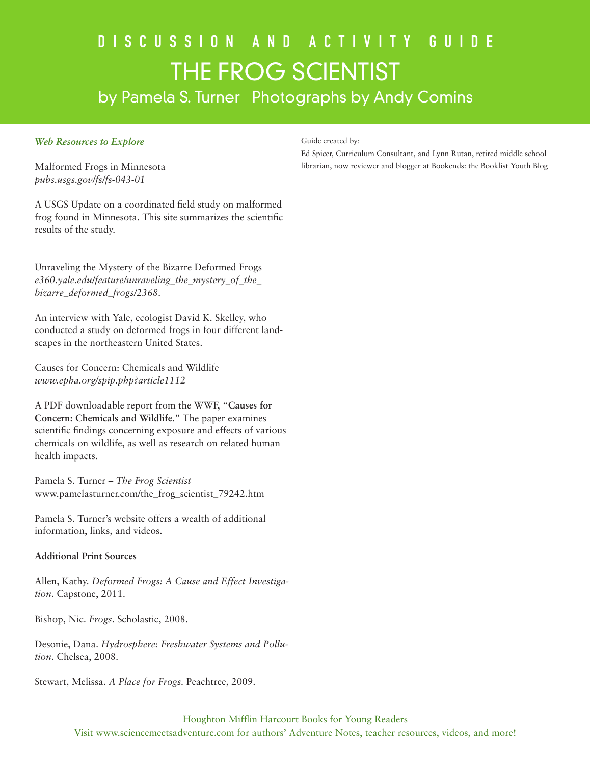# DISCUSSION AND ACTIVITY GUIDE

# THE FROG SCIENTIST

## by Pamela S. Turner Photographs by Andy Comins

***Web Resources to Explore***

Malformed Frogs in Minnesota
*pubs.usgs.gov/fs/fs-043-01*

A USGS Update on a coordinated field study on malformed frog found in Minnesota. This site summarizes the scientific results of the study.

Unraveling the Mystery of the Bizarre Deformed Frogs
*e360.yale.edu/feature/unraveling_the_mystery_of_the_bizarre_deformed_frogs/2368.*

An interview with Yale, ecologist David K. Skelley, who conducted a study on deformed frogs in four different landscapes in the northeastern United States.

Causes for Concern: Chemicals and Wildlife
*www.epha.org/spip.php?article1112*

A PDF downloadable report from the WWF, **"Causes for Concern: Chemicals and Wildlife."** The paper examines scientific findings concerning exposure and effects of various chemicals on wildlife, as well as research on related human health impacts.

Pamela S. Turner – *The Frog Scientist*
www.pamelasturner.com/the_frog_scientist_79242.htm

Pamela S. Turner's website offers a wealth of additional information, links, and videos.

**Additional Print Sources**

Allen, Kathy. *Deformed Frogs: A Cause and Effect Investigation*. Capstone, 2011.

Bishop, Nic. *Frogs*. Scholastic, 2008.

Desonie, Dana. *Hydrosphere: Freshwater Systems and Pollution*. Chelsea, 2008.

Stewart, Melissa. *A Place for Frogs*. Peachtree, 2009.

Guide created by:

Ed Spicer, Curriculum Consultant, and Lynn Rutan, retired middle school librarian, now reviewer and blogger at Bookends: the Booklist Youth Blog

Houghton Mifflin Harcourt Books for Young Readers

Visit www.sciencemeetsadventure.com for authors' Adventure Notes, teacher resources, videos, and more!